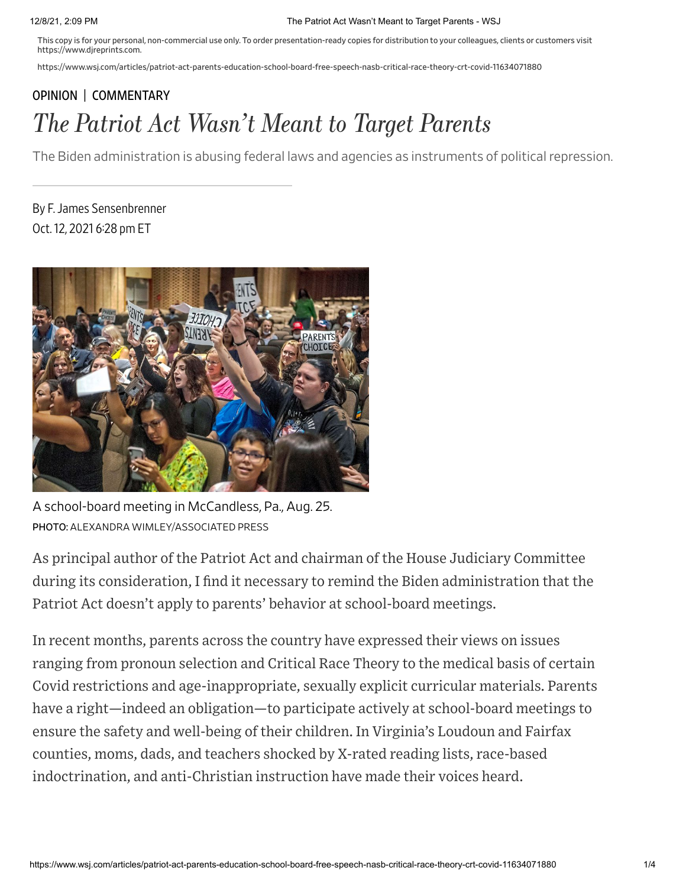This copy is for your personal, non-commercial use only. To order presentation-ready copies for distribution to your colleagues, clients or customers visit https://www.djreprints.com.

https://www.wsj.com/articles/patriot-act-parents-education-school-board-free-speech-nasb-critical-race-theory-crt-covid-11634071880

OPINION | COMMENTARY

# *The Patriot Act Wasn't Meant to Target Parents*

The Biden administration is abusing federal laws and agencies as instruments of political repression.

By F. James Sensenbrenner
Oct. 12, 2021 6:28 pm ET

A school-board meeting in McCandless, Pa., Aug. 25.
PHOTO: ALEXANDRA WIMLEY/ASSOCIATED PRESS

As principal author of the Patriot Act and chairman of the House Judiciary Committee during its consideration, I find it necessary to remind the Biden administration that the Patriot Act doesn't apply to parents' behavior at school-board meetings.

In recent months, parents across the country have expressed their views on issues ranging from pronoun selection and Critical Race Theory to the medical basis of certain Covid restrictions and age-inappropriate, sexually explicit curricular materials. Parents have a right—indeed an obligation—to participate actively at school-board meetings to ensure the safety and well-being of their children. In Virginia's Loudoun and Fairfax counties, moms, dads, and teachers shocked by X-rated reading lists, race-based indoctrination, and anti-Christian instruction have made their voices heard.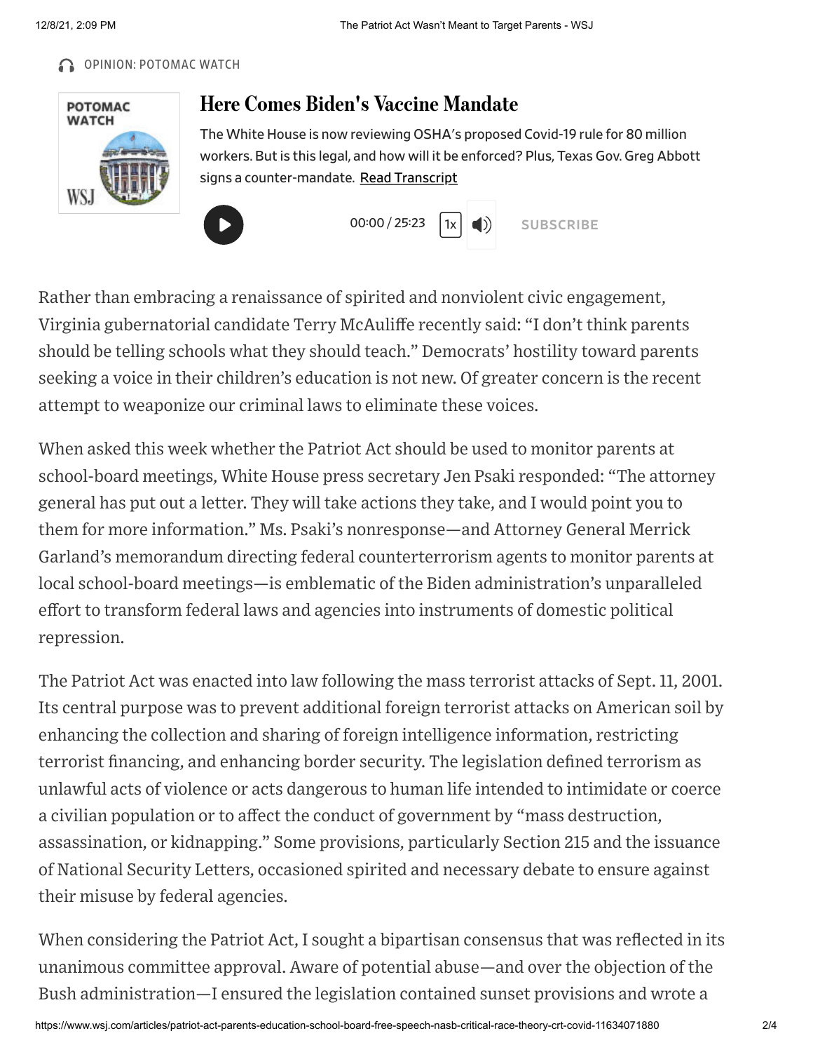OPINION: POTOMAC WATCH

## Here Comes Biden's Vaccine Mandate

The White House is now reviewing OSHA's proposed Covid-19 rule for 80 million workers. But is this legal, and how will it be enforced? Plus, Texas Gov. Greg Abbott signs a counter-mandate. Read Transcript

00:00 / 25:23 1x SUBSCRIBE

Rather than embracing a renaissance of spirited and nonviolent civic engagement, Virginia gubernatorial candidate Terry McAuliffe recently said: "I don't think parents should be telling schools what they should teach." Democrats' hostility toward parents seeking a voice in their children's education is not new. Of greater concern is the recent attempt to weaponize our criminal laws to eliminate these voices.

When asked this week whether the Patriot Act should be used to monitor parents at school-board meetings, White House press secretary Jen Psaki responded: "The attorney general has put out a letter. They will take actions they take, and I would point you to them for more information." Ms. Psaki's nonresponse—and Attorney General Merrick Garland's memorandum directing federal counterterrorism agents to monitor parents at local school-board meetings—is emblematic of the Biden administration's unparalleled effort to transform federal laws and agencies into instruments of domestic political repression.

The Patriot Act was enacted into law following the mass terrorist attacks of Sept. 11, 2001. Its central purpose was to prevent additional foreign terrorist attacks on American soil by enhancing the collection and sharing of foreign intelligence information, restricting terrorist financing, and enhancing border security. The legislation defined terrorism as unlawful acts of violence or acts dangerous to human life intended to intimidate or coerce a civilian population or to affect the conduct of government by "mass destruction, assassination, or kidnapping." Some provisions, particularly Section 215 and the issuance of National Security Letters, occasioned spirited and necessary debate to ensure against their misuse by federal agencies.

When considering the Patriot Act, I sought a bipartisan consensus that was reflected in its unanimous committee approval. Aware of potential abuse—and over the objection of the Bush administration—I ensured the legislation contained sunset provisions and wrote a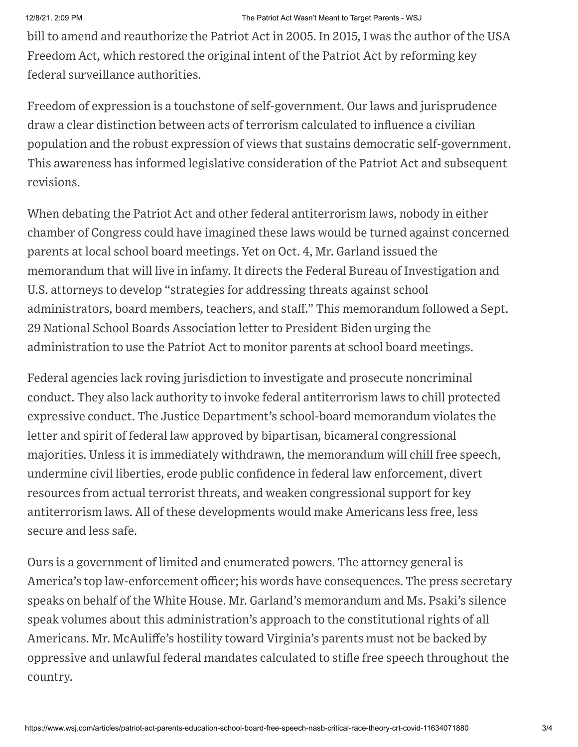bill to amend and reauthorize the Patriot Act in 2005. In 2015, I was the author of the USA Freedom Act, which restored the original intent of the Patriot Act by reforming key federal surveillance authorities.

Freedom of expression is a touchstone of self-government. Our laws and jurisprudence draw a clear distinction between acts of terrorism calculated to influence a civilian population and the robust expression of views that sustains democratic self-government. This awareness has informed legislative consideration of the Patriot Act and subsequent revisions.

When debating the Patriot Act and other federal antiterrorism laws, nobody in either chamber of Congress could have imagined these laws would be turned against concerned parents at local school board meetings. Yet on Oct. 4, Mr. Garland issued the memorandum that will live in infamy. It directs the Federal Bureau of Investigation and U.S. attorneys to develop "strategies for addressing threats against school administrators, board members, teachers, and staff." This memorandum followed a Sept. 29 National School Boards Association letter to President Biden urging the administration to use the Patriot Act to monitor parents at school board meetings.

Federal agencies lack roving jurisdiction to investigate and prosecute noncriminal conduct. They also lack authority to invoke federal antiterrorism laws to chill protected expressive conduct. The Justice Department's school-board memorandum violates the letter and spirit of federal law approved by bipartisan, bicameral congressional majorities. Unless it is immediately withdrawn, the memorandum will chill free speech, undermine civil liberties, erode public confidence in federal law enforcement, divert resources from actual terrorist threats, and weaken congressional support for key antiterrorism laws. All of these developments would make Americans less free, less secure and less safe.

Ours is a government of limited and enumerated powers. The attorney general is America's top law-enforcement officer; his words have consequences. The press secretary speaks on behalf of the White House. Mr. Garland's memorandum and Ms. Psaki's silence speak volumes about this administration's approach to the constitutional rights of all Americans. Mr. McAuliffe's hostility toward Virginia's parents must not be backed by oppressive and unlawful federal mandates calculated to stifle free speech throughout the country.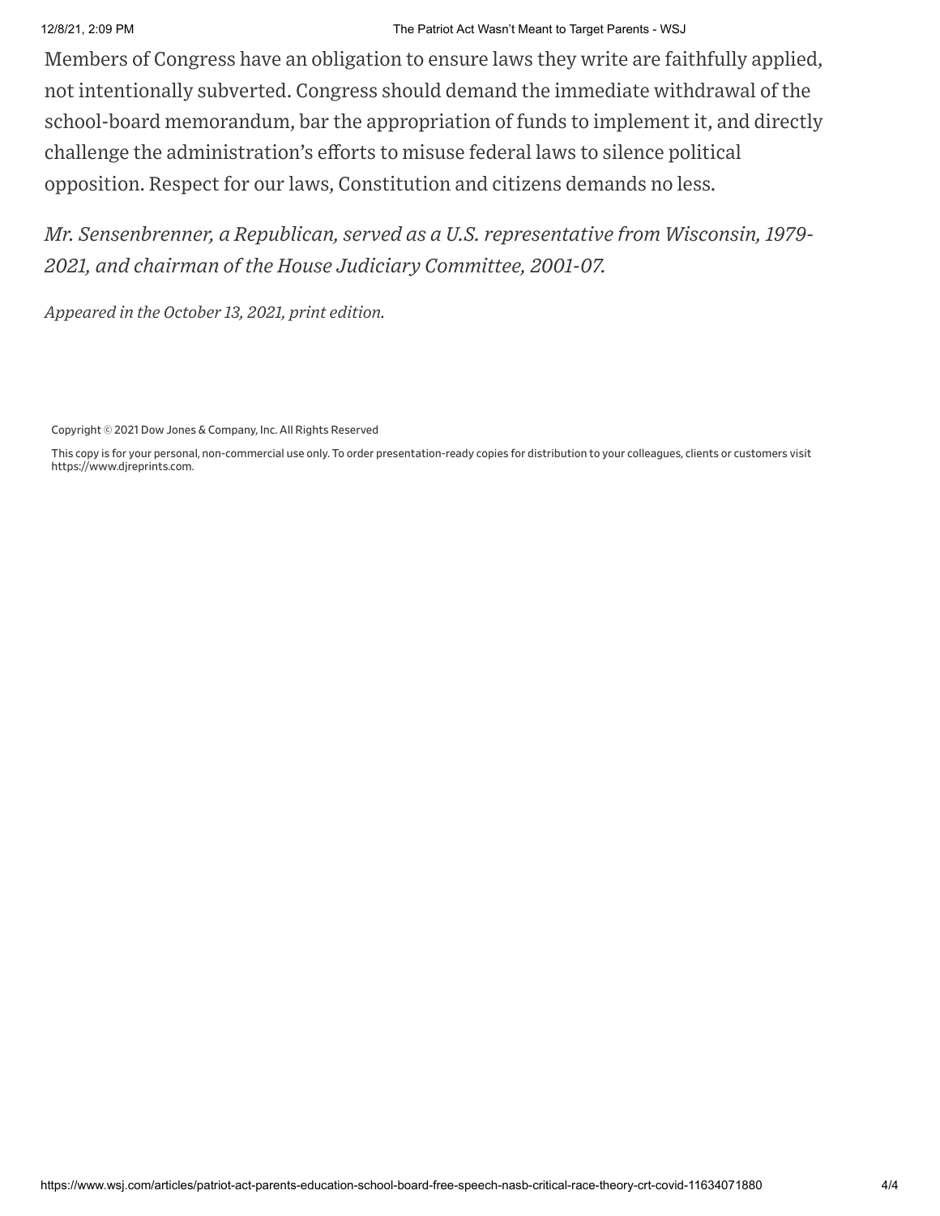Members of Congress have an obligation to ensure laws they write are faithfully applied, not intentionally subverted. Congress should demand the immediate withdrawal of the school-board memorandum, bar the appropriation of funds to implement it, and directly challenge the administration's efforts to misuse federal laws to silence political opposition. Respect for our laws, Constitution and citizens demands no less.

*Mr. Sensenbrenner, a Republican, served as a U.S. representative from Wisconsin, 1979-2021, and chairman of the House Judiciary Committee, 2001-07.*

*Appeared in the October 13, 2021, print edition.*

Copyright © 2021 Dow Jones & Company, Inc. All Rights Reserved

This copy is for your personal, non-commercial use only. To order presentation-ready copies for distribution to your colleagues, clients or customers visit https://www.djreprints.com.